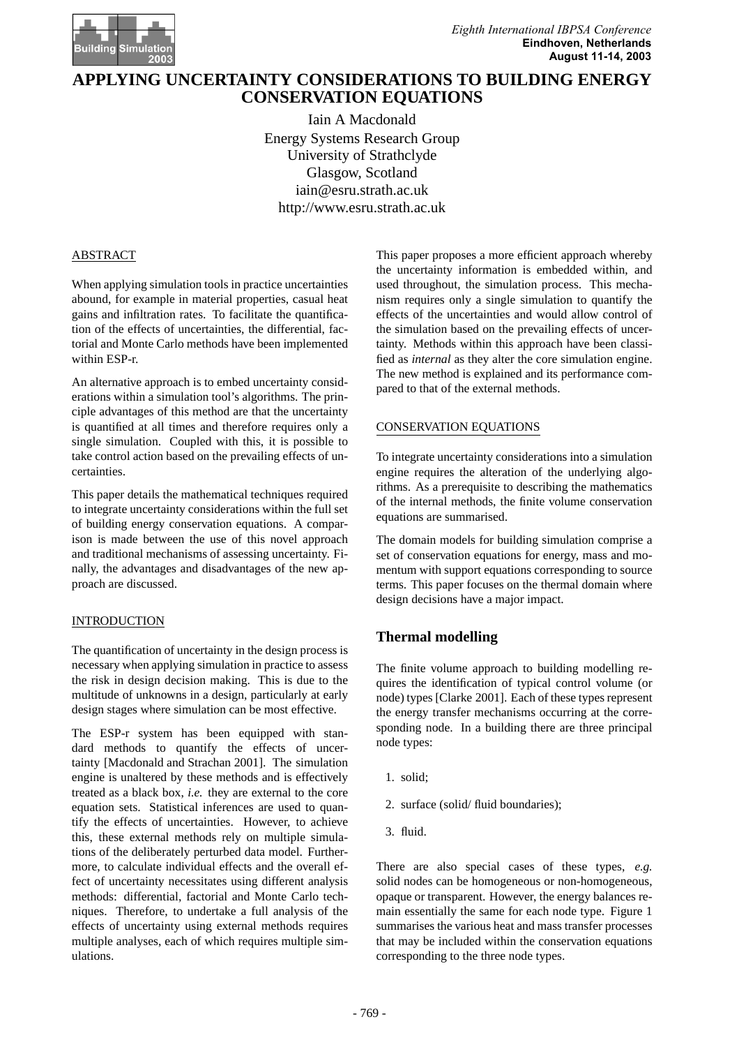# APPLYING UNCERTAINTY CONSIDERATIONS TO BUILDING ENERGY CONSERVATION EQUATIONS

Iain A Macdonald
Energy Systems Research Group
University of Strathclyde
Glasgow, Scotland
iain@esru.strath.ac.uk
http://www.esru.strath.ac.uk

## ABSTRACT

When applying simulation tools in practice uncertainties abound, for example in material properties, casual heat gains and infiltration rates. To facilitate the quantification of the effects of uncertainties, the differential, factorial and Monte Carlo methods have been implemented within ESP-r.

An alternative approach is to embed uncertainty considerations within a simulation tool's algorithms. The principle advantages of this method are that the uncertainty is quantified at all times and therefore requires only a single simulation. Coupled with this, it is possible to take control action based on the prevailing effects of uncertainties.

This paper details the mathematical techniques required to integrate uncertainty considerations within the full set of building energy conservation equations. A comparison is made between the use of this novel approach and traditional mechanisms of assessing uncertainty. Finally, the advantages and disadvantages of the new approach are discussed.

## INTRODUCTION

The quantification of uncertainty in the design process is necessary when applying simulation in practice to assess the risk in design decision making. This is due to the multitude of unknowns in a design, particularly at early design stages where simulation can be most effective.

The ESP-r system has been equipped with standard methods to quantify the effects of uncertainty [Macdonald and Strachan 2001]. The simulation engine is unaltered by these methods and is effectively treated as a black box, *i.e.* they are external to the core equation sets. Statistical inferences are used to quantify the effects of uncertainties. However, to achieve this, these external methods rely on multiple simulations of the deliberately perturbed data model. Furthermore, to calculate individual effects and the overall effect of uncertainty necessitates using different analysis methods: differential, factorial and Monte Carlo techniques. Therefore, to undertake a full analysis of the effects of uncertainty using external methods requires multiple analyses, each of which requires multiple simulations.

This paper proposes a more efficient approach whereby the uncertainty information is embedded within, and used throughout, the simulation process. This mechanism requires only a single simulation to quantify the effects of the uncertainties and would allow control of the simulation based on the prevailing effects of uncertainty. Methods within this approach have been classified as *internal* as they alter the core simulation engine. The new method is explained and its performance compared to that of the external methods.

## CONSERVATION EQUATIONS

To integrate uncertainty considerations into a simulation engine requires the alteration of the underlying algorithms. As a prerequisite to describing the mathematics of the internal methods, the finite volume conservation equations are summarised.

The domain models for building simulation comprise a set of conservation equations for energy, mass and momentum with support equations corresponding to source terms. This paper focuses on the thermal domain where design decisions have a major impact.

### Thermal modelling

The finite volume approach to building modelling requires the identification of typical control volume (or node) types [Clarke 2001]. Each of these types represent the energy transfer mechanisms occurring at the corresponding node. In a building there are three principal node types:

1. solid;
2. surface (solid/ fluid boundaries);
3. fluid.

There are also special cases of these types, *e.g.* solid nodes can be homogeneous or non-homogeneous, opaque or transparent. However, the energy balances remain essentially the same for each node type. Figure 1 summarises the various heat and mass transfer processes that may be included within the conservation equations corresponding to the three node types.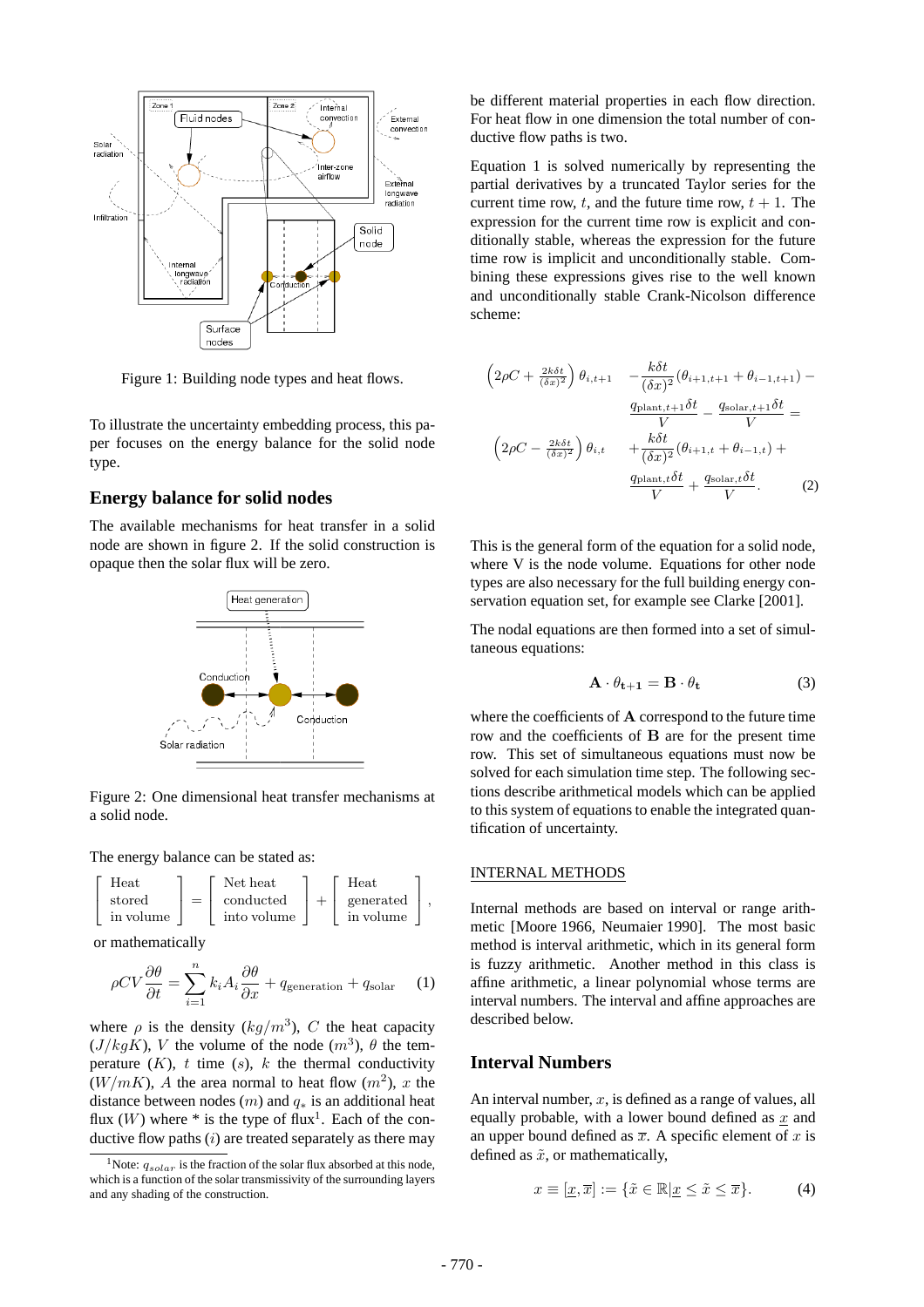Figure 1: Building node types and heat flows.

To illustrate the uncertainty embedding process, this paper focuses on the energy balance for the solid node type.

## Energy balance for solid nodes

The available mechanisms for heat transfer in a solid node are shown in figure 2. If the solid construction is opaque then the solar flux will be zero.

Figure 2: One dimensional heat transfer mechanisms at a solid node.

The energy balance can be stated as:

$$\begin{bmatrix} \text{Heat} \\ \text{stored} \\ \text{in volume} \end{bmatrix} = \begin{bmatrix} \text{Net heat} \\ \text{conducted} \\ \text{into volume} \end{bmatrix} + \begin{bmatrix} \text{Heat} \\ \text{generated} \\ \text{in volume} \end{bmatrix},$$

or mathematically

$$\rho C V \frac{\partial \theta}{\partial t} = \sum_{i=1}^{n} k_i A_i \frac{\partial \theta}{\partial x} + q_{\text{generation}} + q_{\text{solar}} \qquad (1)$$

where $\rho$ is the density ($kg/m^3$), $C$ the heat capacity ($J/kgK$), $V$ the volume of the node ($m^3$), $\theta$ the temperature ($K$), $t$ time ($s$), $k$ the thermal conductivity ($W/mK$), $A$ the area normal to heat flow ($m^2$), $x$ the distance between nodes ($m$) and $q_*$ is an additional heat flux ($W$) where * is the type of flux[1]. Each of the conductive flow paths ($i$) are treated separately as there may be different material properties in each flow direction. For heat flow in one dimension the total number of conductive flow paths is two.

Equation 1 is solved numerically by representing the partial derivatives by a truncated Taylor series for the current time row, $t$, and the future time row, $t+1$. The expression for the current time row is explicit and conditionally stable, whereas the expression for the future time row is implicit and unconditionally stable. Combining these expressions gives rise to the well known and unconditionally stable Crank-Nicolson difference scheme:

$$\begin{aligned}
\left(2\rho C + \tfrac{2k\delta t}{(\delta x)^2}\right)\theta_{i,t+1} \quad & -\frac{k\delta t}{(\delta x)^2}(\theta_{i+1,t+1} + \theta_{i-1,t+1}) - \\
& \frac{q_{\text{plant},t+1}\delta t}{V} - \frac{q_{\text{solar},t+1}\delta t}{V} = \\
\left(2\rho C - \tfrac{2k\delta t}{(\delta x)^2}\right)\theta_{i,t} \quad & + \frac{k\delta t}{(\delta x)^2}(\theta_{i+1,t} + \theta_{i-1,t}) + \\
& \frac{q_{\text{plant},t}\delta t}{V} + \frac{q_{\text{solar},t}\delta t}{V}. \qquad (2)
\end{aligned}$$

This is the general form of the equation for a solid node, where V is the node volume. Equations for other node types are also necessary for the full building energy conservation equation set, for example see Clarke [2001].

The nodal equations are then formed into a set of simultaneous equations:

$$\mathbf{A} \cdot \theta_{\mathbf{t+1}} = \mathbf{B} \cdot \theta_{\mathbf{t}} \qquad (3)$$

where the coefficients of $\mathbf{A}$ correspond to the future time row and the coefficients of $\mathbf{B}$ are for the present time row. This set of simultaneous equations must now be solved for each simulation time step. The following sections describe arithmetical models which can be applied to this system of equations to enable the integrated quantification of uncertainty.

INTERNAL METHODS

Internal methods are based on interval or range arithmetic [Moore 1966, Neumaier 1990]. The most basic method is interval arithmetic, which in its general form is fuzzy arithmetic. Another method in this class is affine arithmetic, a linear polynomial whose terms are interval numbers. The interval and affine approaches are described below.

## Interval Numbers

An interval number, $x$, is defined as a range of values, all equally probable, with a lower bound defined as $\underline{x}$ and an upper bound defined as $\overline{x}$. A specific element of $x$ is defined as $\tilde{x}$, or mathematically,

$$x \equiv [\underline{x}, \overline{x}] := \{\tilde{x} \in \mathbb{R} | \underline{x} \leq \tilde{x} \leq \overline{x}\}. \qquad (4)$$

[1] Note: $q_{solar}$ is the fraction of the solar flux absorbed at this node, which is a function of the solar transmissivity of the surrounding layers and any shading of the construction.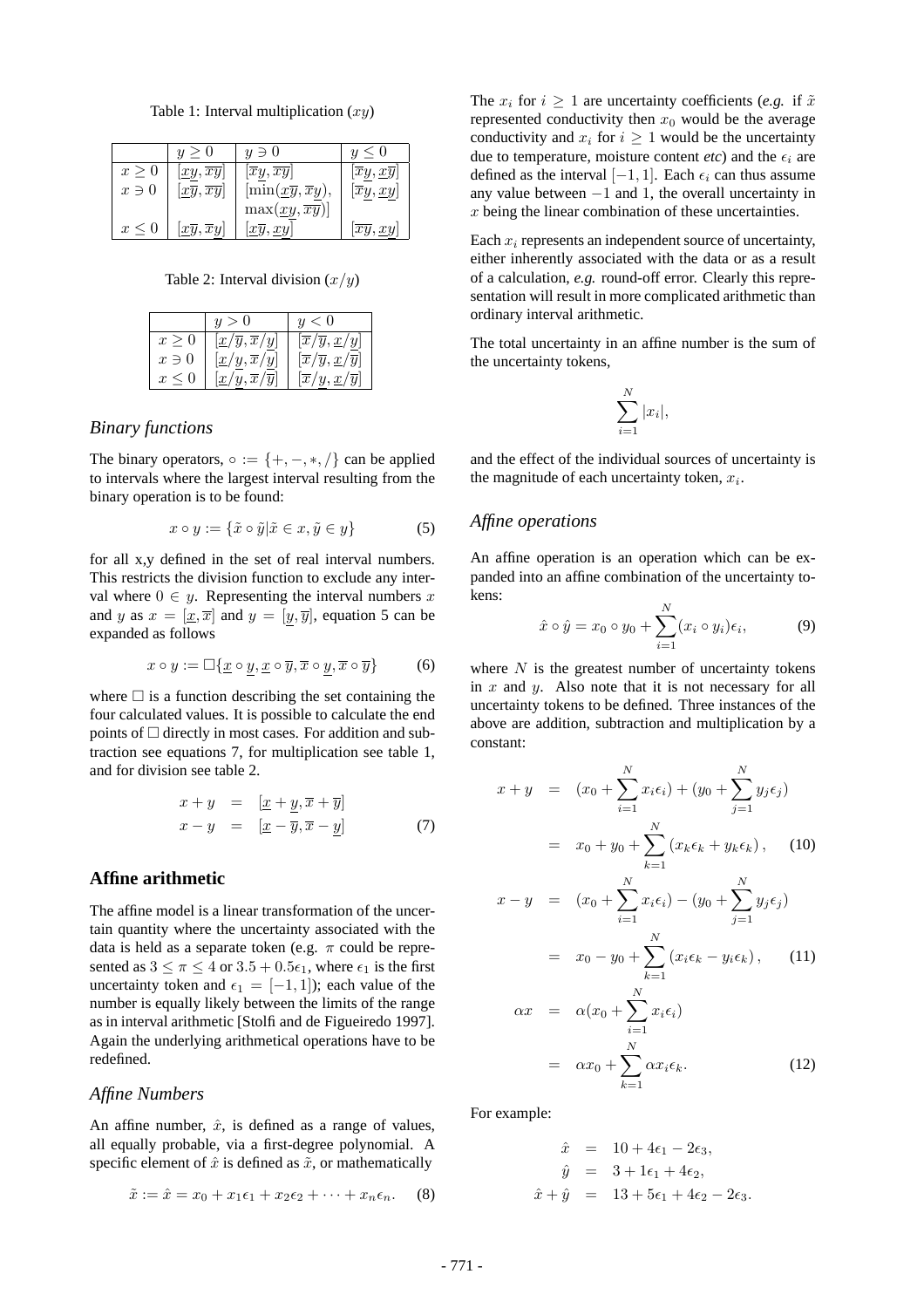Table 1: Interval multiplication ($xy$)

| | $y \geq 0$ | $y \ni 0$ | $y \leq 0$ |
|---|---|---|---|
| $x \geq 0$ | $[\underline{x}\underline{y}, \overline{x}\overline{y}]$ | $[\overline{x}\underline{y}, \overline{x}\overline{y}]$ | $[\overline{x}\underline{y}, \underline{x}\overline{y}]$ |
| $x \ni 0$ | $[\underline{x}\overline{y}, \overline{x}\overline{y}]$ | $[\min(\underline{x}\overline{y}, \overline{x}\underline{y}),$ $\max(\underline{x}\underline{y}, \overline{x}\overline{y})]$ | $[\overline{x}\underline{y}, \underline{x}\underline{y}]$ |
| $x \leq 0$ | $[\underline{x}\overline{y}, \overline{x}\underline{y}]$ | $[\underline{x}\overline{y}, \underline{x}\underline{y}]$ | $[\overline{x}\overline{y}, \underline{x}\underline{y}]$ |

Table 2: Interval division ($x/y$)

| | $y > 0$ | $y < 0$ |
|---|---|---|
| $x \geq 0$ | $[\underline{x}/\overline{y}, \overline{x}/\underline{y}]$ | $[\overline{x}/\overline{y}, \underline{x}/\underline{y}]$ |
| $x \ni 0$ | $[\underline{x}/\underline{y}, \overline{x}/\underline{y}]$ | $[\overline{x}/\overline{y}, \underline{x}/\overline{y}]$ |
| $x \leq 0$ | $[\underline{x}/\underline{y}, \overline{x}/\overline{y}]$ | $[\overline{x}/\underline{y}, \underline{x}/\overline{y}]$ |

### *Binary functions*

The binary operators, $\circ := \{+, -, *, /\}$ can be applied to intervals where the largest interval resulting from the binary operation is to be found:

$$x \circ y := \{\tilde{x} \circ \tilde{y} | \tilde{x} \in x, \tilde{y} \in y\} \tag{5}$$

for all x,y defined in the set of real interval numbers. This restricts the division function to exclude any interval where $0 \in y$. Representing the interval numbers $x$ and $y$ as $x = [\underline{x}, \overline{x}]$ and $y = [\underline{y}, \overline{y}]$, equation 5 can be expanded as follows

$$x \circ y := \Box\{\underline{x} \circ \underline{y}, \underline{x} \circ \overline{y}, \overline{x} \circ \underline{y}, \overline{x} \circ \overline{y}\} \tag{6}$$

where $\Box$ is a function describing the set containing the four calculated values. It is possible to calculate the end points of $\Box$ directly in most cases. For addition and subtraction see equations 7, for multiplication see table 1, and for division see table 2.

$$\begin{aligned} x + y &= [\underline{x} + \underline{y}, \overline{x} + \overline{y}] \\ x - y &= [\underline{x} - \overline{y}, \overline{x} - \underline{y}] \end{aligned} \tag{7}$$

## Affine arithmetic

The affine model is a linear transformation of the uncertain quantity where the uncertainty associated with the data is held as a separate token (e.g. $\pi$ could be represented as $3 \leq \pi \leq 4$ or $3.5 + 0.5\epsilon_1$, where $\epsilon_1$ is the first uncertainty token and $\epsilon_1 = [-1, 1]$); each value of the number is equally likely between the limits of the range as in interval arithmetic [Stolfi and de Figueiredo 1997]. Again the underlying arithmetical operations have to be redefined.

### *Affine Numbers*

An affine number, $\hat{x}$, is defined as a range of values, all equally probable, via a first-degree polynomial. A specific element of $\hat{x}$ is defined as $\tilde{x}$, or mathematically

$$\tilde{x} := \hat{x} = x_0 + x_1\epsilon_1 + x_2\epsilon_2 + \cdots + x_n\epsilon_n. \tag{8}$$

The $x_i$ for $i \geq 1$ are uncertainty coefficients (*e.g.* if $\tilde{x}$ represented conductivity then $x_0$ would be the average conductivity and $x_i$ for $i \geq 1$ would be the uncertainty due to temperature, moisture content *etc*) and the $\epsilon_i$ are defined as the interval $[-1, 1]$. Each $\epsilon_i$ can thus assume any value between $-1$ and 1, the overall uncertainty in $x$ being the linear combination of these uncertainties.

Each $x_i$ represents an independent source of uncertainty, either inherently associated with the data or as a result of a calculation, *e.g.* round-off error. Clearly this representation will result in more complicated arithmetic than ordinary interval arithmetic.

The total uncertainty in an affine number is the sum of the uncertainty tokens,

$$\sum_{i=1}^{N} |x_i|,$$

and the effect of the individual sources of uncertainty is the magnitude of each uncertainty token, $x_i$.

### *Affine operations*

An affine operation is an operation which can be expanded into an affine combination of the uncertainty tokens:

$$\hat{x} \circ \hat{y} = x_0 \circ y_0 + \sum_{i=1}^{N} (x_i \circ y_i)\epsilon_i, \tag{9}$$

where $N$ is the greatest number of uncertainty tokens in $x$ and $y$. Also note that it is not necessary for all uncertainty tokens to be defined. Three instances of the above are addition, subtraction and multiplication by a constant:

$$\begin{aligned} x + y &= (x_0 + \sum_{i=1}^{N} x_i\epsilon_i) + (y_0 + \sum_{j=1}^{N} y_j\epsilon_j) \\ &= x_0 + y_0 + \sum_{k=1}^{N} (x_k\epsilon_k + y_k\epsilon_k), \end{aligned} \tag{10}$$

$$\begin{aligned} x - y &= (x_0 + \sum_{i=1}^{N} x_i\epsilon_i) - (y_0 + \sum_{j=1}^{N} y_j\epsilon_j) \\ &= x_0 - y_0 + \sum_{k=1}^{N} (x_i\epsilon_k - y_i\epsilon_k), \end{aligned} \tag{11}$$

$$\begin{aligned} \alpha x &= \alpha(x_0 + \sum_{i=1}^{N} x_i\epsilon_i) \\ &= \alpha x_0 + \sum_{k=1}^{N} \alpha x_i\epsilon_k. \end{aligned} \tag{12}$$

For example:

$$\begin{aligned} \hat{x} &= 10 + 4\epsilon_1 - 2\epsilon_3, \\ \hat{y} &= 3 + 1\epsilon_1 + 4\epsilon_2, \\ \hat{x} + \hat{y} &= 13 + 5\epsilon_1 + 4\epsilon_2 - 2\epsilon_3. \end{aligned}$$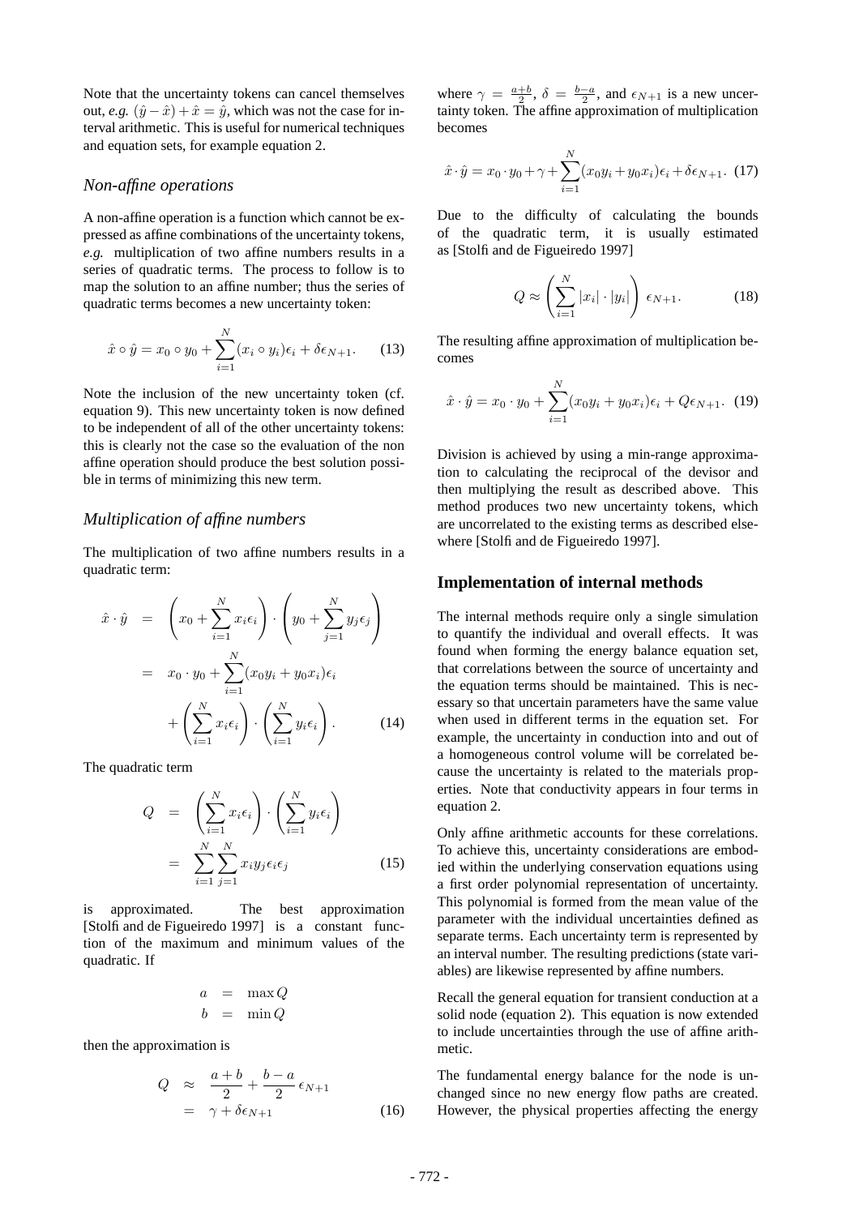Note that the uncertainty tokens can cancel themselves out, *e.g.* $(\hat{y} - \hat{x}) + \hat{x} = \hat{y}$, which was not the case for interval arithmetic. This is useful for numerical techniques and equation sets, for example equation 2.

### *Non-affine operations*

A non-affine operation is a function which cannot be expressed as affine combinations of the uncertainty tokens, *e.g.* multiplication of two affine numbers results in a series of quadratic terms. The process to follow is to map the solution to an affine number; thus the series of quadratic terms becomes a new uncertainty token:

$$\hat{x} \circ \hat{y} = x_0 \circ y_0 + \sum_{i=1}^{N} (x_i \circ y_i)\epsilon_i + \delta\epsilon_{N+1}. \quad (13)$$

Note the inclusion of the new uncertainty token (cf. equation 9). This new uncertainty token is now defined to be independent of all of the other uncertainty tokens: this is clearly not the case so the evaluation of the non affine operation should produce the best solution possible in terms of minimizing this new term.

### *Multiplication of affine numbers*

The multiplication of two affine numbers results in a quadratic term:

$$\begin{aligned}
\hat{x} \cdot \hat{y} &= \left(x_0 + \sum_{i=1}^{N} x_i\epsilon_i\right) \cdot \left(y_0 + \sum_{j=1}^{N} y_j\epsilon_j\right) \\
&= x_0 \cdot y_0 + \sum_{i=1}^{N} (x_0 y_i + y_0 x_i)\epsilon_i \\
&\quad + \left(\sum_{i=1}^{N} x_i\epsilon_i\right) \cdot \left(\sum_{i=1}^{N} y_i\epsilon_i\right). \quad (14)
\end{aligned}$$

The quadratic term

$$\begin{aligned}
Q &= \left(\sum_{i=1}^{N} x_i\epsilon_i\right) \cdot \left(\sum_{i=1}^{N} y_i\epsilon_i\right) \\
&= \sum_{i=1}^{N}\sum_{j=1}^{N} x_i y_j \epsilon_i \epsilon_j \quad (15)
\end{aligned}$$

is approximated. The best approximation [Stolfi and de Figueiredo 1997] is a constant function of the maximum and minimum values of the quadratic. If

$$\begin{aligned}
a &= \max Q \\
b &= \min Q
\end{aligned}$$

then the approximation is

$$\begin{aligned}
Q &\approx \frac{a+b}{2} + \frac{b-a}{2}\,\epsilon_{N+1} \\
&= \gamma + \delta\epsilon_{N+1} \quad (16)
\end{aligned}$$

where $\gamma = \frac{a+b}{2}$, $\delta = \frac{b-a}{2}$, and $\epsilon_{N+1}$ is a new uncertainty token. The affine approximation of multiplication becomes

$$\hat{x} \cdot \hat{y} = x_0 \cdot y_0 + \gamma + \sum_{i=1}^{N} (x_0 y_i + y_0 x_i)\epsilon_i + \delta\epsilon_{N+1}. \quad (17)$$

Due to the difficulty of calculating the bounds of the quadratic term, it is usually estimated as [Stolfi and de Figueiredo 1997]

$$Q \approx \left(\sum_{i=1}^{N} |x_i| \cdot |y_i|\right) \epsilon_{N+1}. \quad (18)$$

The resulting affine approximation of multiplication becomes

$$\hat{x} \cdot \hat{y} = x_0 \cdot y_0 + \sum_{i=1}^{N} (x_0 y_i + y_0 x_i)\epsilon_i + Q\epsilon_{N+1}. \quad (19)$$

Division is achieved by using a min-range approximation to calculating the reciprocal of the devisor and then multiplying the result as described above. This method produces two new uncertainty tokens, which are uncorrelated to the existing terms as described elsewhere [Stolfi and de Figueiredo 1997].

## Implementation of internal methods

The internal methods require only a single simulation to quantify the individual and overall effects. It was found when forming the energy balance equation set, that correlations between the source of uncertainty and the equation terms should be maintained. This is necessary so that uncertain parameters have the same value when used in different terms in the equation set. For example, the uncertainty in conduction into and out of a homogeneous control volume will be correlated because the uncertainty is related to the materials properties. Note that conductivity appears in four terms in equation 2.

Only affine arithmetic accounts for these correlations. To achieve this, uncertainty considerations are embodied within the underlying conservation equations using a first order polynomial representation of uncertainty. This polynomial is formed from the mean value of the parameter with the individual uncertainties defined as separate terms. Each uncertainty term is represented by an interval number. The resulting predictions (state variables) are likewise represented by affine numbers.

Recall the general equation for transient conduction at a solid node (equation 2). This equation is now extended to include uncertainties through the use of affine arithmetic.

The fundamental energy balance for the node is unchanged since no new energy flow paths are created. However, the physical properties affecting the energy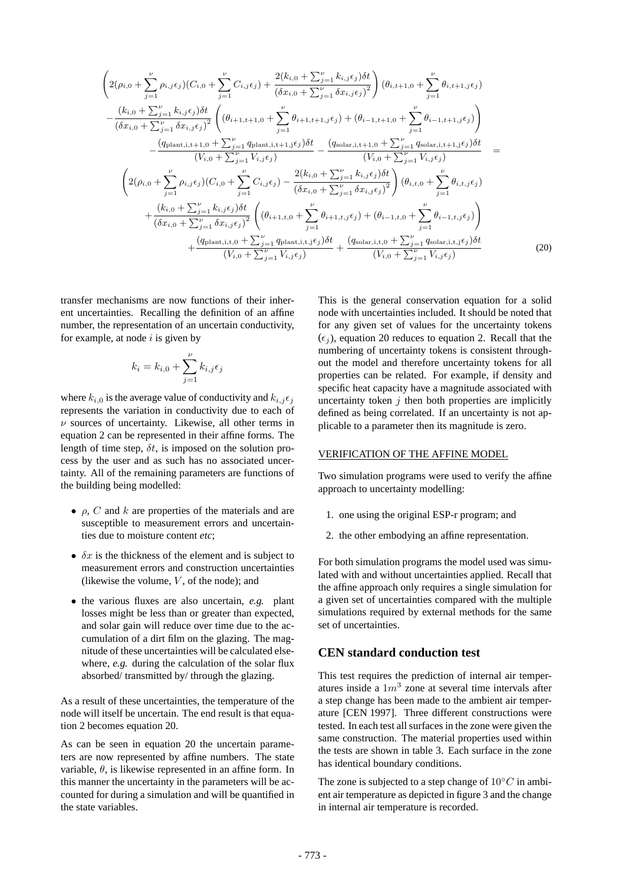$$
\begin{aligned}
&\left(2(\rho_{i,0}+\sum_{j=1}^{\nu}\rho_{i,j}\epsilon_j)(C_{i,0}+\sum_{j=1}^{\nu}C_{i,j}\epsilon_j)+\frac{2(k_{i,0}+\sum_{j=1}^{\nu}k_{i,j}\epsilon_j)\delta t}{(\delta x_{i,0}+\sum_{j=1}^{\nu}\delta x_{i,j}\epsilon_j)^2}\right)(\theta_{i,t+1,0}+\sum_{j=1}^{\nu}\theta_{i,t+1,j}\epsilon_j)\\
&-\frac{(k_{i,0}+\sum_{j=1}^{\nu}k_{i,j}\epsilon_j)\delta t}{(\delta x_{i,0}+\sum_{j=1}^{\nu}\delta x_{i,j}\epsilon_j)^2}\left((\theta_{i+1,t+1,0}+\sum_{j=1}^{\nu}\theta_{i+1,t+1,j}\epsilon_j)+(\theta_{i-1,t+1,0}+\sum_{j=1}^{\nu}\theta_{i-1,t+1,j}\epsilon_j)\right)\\
&\quad-\frac{(q_{\mathrm{plant,i,t+1,0}}+\sum_{j=1}^{\nu}q_{\mathrm{plant,i,t+1,j}}\epsilon_j)\delta t}{(V_{i,0}+\sum_{j=1}^{\nu}V_{i,j}\epsilon_j)}-\frac{(q_{\mathrm{solar,i,t+1,0}}+\sum_{j=1}^{\nu}q_{\mathrm{solar,i,t+1,j}}\epsilon_j)\delta t}{(V_{i,0}+\sum_{j=1}^{\nu}V_{i,j}\epsilon_j)} \quad =\\
&\left(2(\rho_{i,0}+\sum_{j=1}^{\nu}\rho_{i,j}\epsilon_j)(C_{i,0}+\sum_{j=1}^{\nu}C_{i,j}\epsilon_j)-\frac{2(k_{i,0}+\sum_{j=1}^{\nu}k_{i,j}\epsilon_j)\delta t}{(\delta x_{i,0}+\sum_{j=1}^{\nu}\delta x_{i,j}\epsilon_j)^2}\right)(\theta_{i,t,0}+\sum_{j=1}^{\nu}\theta_{i,t,j}\epsilon_j)\\
&+\frac{(k_{i,0}+\sum_{j=1}^{\nu}k_{i,j}\epsilon_j)\delta t}{(\delta x_{i,0}+\sum_{j=1}^{\nu}\delta x_{i,j}\epsilon_j)^2}\left((\theta_{i+1,t,0}+\sum_{j=1}^{\nu}\theta_{i+1,t,j}\epsilon_j)+(\theta_{i-1,t,0}+\sum_{j=1}^{\nu}\theta_{i-1,t,j}\epsilon_j)\right)\\
&\quad+\frac{(q_{\mathrm{plant,i,t,0}}+\sum_{j=1}^{\nu}q_{\mathrm{plant,i,t,j}}\epsilon_j)\delta t}{(V_{i,0}+\sum_{j=1}^{\nu}V_{i,j}\epsilon_j)}+\frac{(q_{\mathrm{solar,i,t,0}}+\sum_{j=1}^{\nu}q_{\mathrm{solar,i,t,j}}\epsilon_j)\delta t}{(V_{i,0}+\sum_{j=1}^{\nu}V_{i,j}\epsilon_j)}
\end{aligned}
\qquad (20)
$$

transfer mechanisms are now functions of their inherent uncertainties. Recalling the definition of an affine number, the representation of an uncertain conductivity, for example, at node $i$ is given by

$$
k_i = k_{i,0} + \sum_{j=1}^{\nu} k_{i,j}\epsilon_j
$$

where $k_{i,0}$ is the average value of conductivity and $k_{i,j}\epsilon_j$ represents the variation in conductivity due to each of $\nu$ sources of uncertainty. Likewise, all other terms in equation 2 can be represented in their affine forms. The length of time step, $\delta t$, is imposed on the solution process by the user and as such has no associated uncertainty. All of the remaining parameters are functions of the building being modelled:

- $\rho$, $C$ and $k$ are properties of the materials and are susceptible to measurement errors and uncertainties due to moisture content *etc*;
- $\delta x$ is the thickness of the element and is subject to measurement errors and construction uncertainties (likewise the volume, $V$, of the node); and
- the various fluxes are also uncertain, *e.g.* plant losses might be less than or greater than expected, and solar gain will reduce over time due to the accumulation of a dirt film on the glazing. The magnitude of these uncertainties will be calculated elsewhere, *e.g.* during the calculation of the solar flux absorbed/ transmitted by/ through the glazing.

As a result of these uncertainties, the temperature of the node will itself be uncertain. The end result is that equation 2 becomes equation 20.

As can be seen in equation 20 the uncertain parameters are now represented by affine numbers. The state variable, $\theta$, is likewise represented in an affine form. In this manner the uncertainty in the parameters will be accounted for during a simulation and will be quantified in the state variables.

This is the general conservation equation for a solid node with uncertainties included. It should be noted that for any given set of values for the uncertainty tokens ($\epsilon_j$), equation 20 reduces to equation 2. Recall that the numbering of uncertainty tokens is consistent throughout the model and therefore uncertainty tokens for all properties can be related. For example, if density and specific heat capacity have a magnitude associated with uncertainty token $j$ then both properties are implicitly defined as being correlated. If an uncertainty is not applicable to a parameter then its magnitude is zero.

VERIFICATION OF THE AFFINE MODEL

Two simulation programs were used to verify the affine approach to uncertainty modelling:

1. one using the original ESP-r program; and
2. the other embodying an affine representation.

For both simulation programs the model used was simulated with and without uncertainties applied. Recall that the affine approach only requires a single simulation for a given set of uncertainties compared with the multiple simulations required by external methods for the same set of uncertainties.

## CEN standard conduction test

This test requires the prediction of internal air temperatures inside a $1m^3$ zone at several time intervals after a step change has been made to the ambient air temperature [CEN 1997]. Three different constructions were tested. In each test all surfaces in the zone were given the same construction. The material properties used within the tests are shown in table 3. Each surface in the zone has identical boundary conditions.

The zone is subjected to a step change of $10°C$ in ambient air temperature as depicted in figure 3 and the change in internal air temperature is recorded.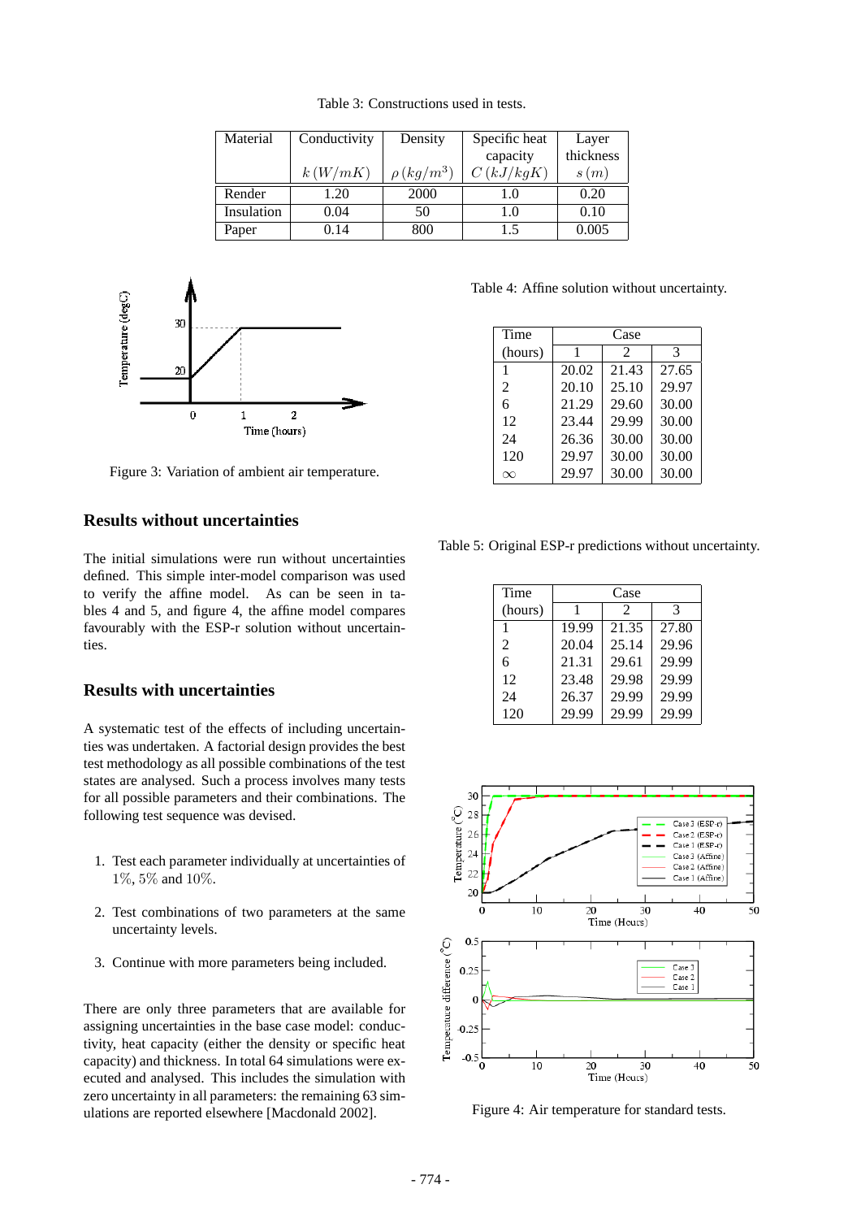Table 3: Constructions used in tests.

| Material | Conductivity $k\,(W/mK)$ | Density $\rho\,(kg/m^3)$ | Specific heat capacity $C\,(kJ/kgK)$ | Layer thickness $s\,(m)$ |
|---|---|---|---|---|
| Render | 1.20 | 2000 | 1.0 | 0.20 |
| Insulation | 0.04 | 50 | 1.0 | 0.10 |
| Paper | 0.14 | 800 | 1.5 | 0.005 |

Figure 3: Variation of ambient air temperature.

Table 4: Affine solution without uncertainty.

| Time (hours) | Case 1 | Case 2 | Case 3 |
|---|---|---|---|
| 1 | 20.02 | 21.43 | 27.65 |
| 2 | 20.10 | 25.10 | 29.97 |
| 6 | 21.29 | 29.60 | 30.00 |
| 12 | 23.44 | 29.99 | 30.00 |
| 24 | 26.36 | 30.00 | 30.00 |
| 120 | 29.97 | 30.00 | 30.00 |
| $\infty$ | 29.97 | 30.00 | 30.00 |

## Results without uncertainties

The initial simulations were run without uncertainties defined. This simple inter-model comparison was used to verify the affine model. As can be seen in tables 4 and 5, and figure 4, the affine model compares favourably with the ESP-r solution without uncertainties.

## Results with uncertainties

A systematic test of the effects of including uncertainties was undertaken. A factorial design provides the best test methodology as all possible combinations of the test states are analysed. Such a process involves many tests for all possible parameters and their combinations. The following test sequence was devised.

1. Test each parameter individually at uncertainties of $1\%$, $5\%$ and $10\%$.
2. Test combinations of two parameters at the same uncertainty levels.
3. Continue with more parameters being included.

There are only three parameters that are available for assigning uncertainties in the base case model: conductivity, heat capacity (either the density or specific heat capacity) and thickness. In total 64 simulations were executed and analysed. This includes the simulation with zero uncertainty in all parameters: the remaining 63 simulations are reported elsewhere [Macdonald 2002].

Table 5: Original ESP-r predictions without uncertainty.

| Time (hours) | Case 1 | Case 2 | Case 3 |
|---|---|---|---|
| 1 | 19.99 | 21.35 | 27.80 |
| 2 | 20.04 | 25.14 | 29.96 |
| 6 | 21.31 | 29.61 | 29.99 |
| 12 | 23.48 | 29.98 | 29.99 |
| 24 | 26.37 | 29.99 | 29.99 |
| 120 | 29.99 | 29.99 | 29.99 |

Figure 4: Air temperature for standard tests.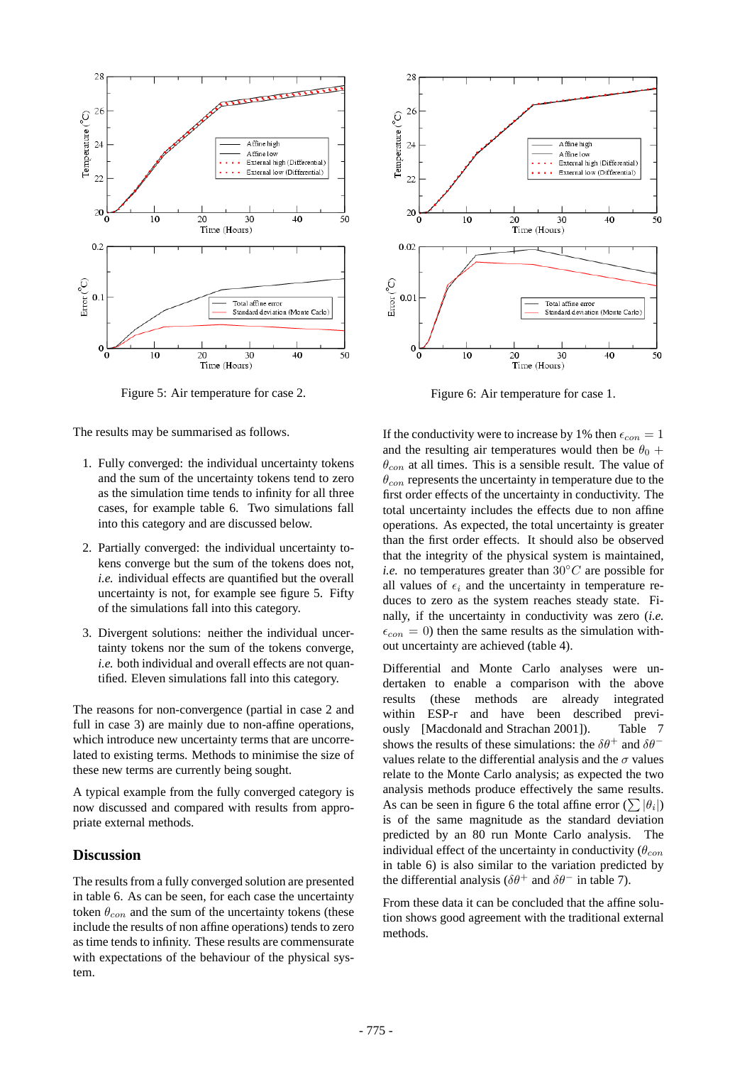Figure 5: Air temperature for case 2.

Figure 6: Air temperature for case 1.

The results may be summarised as follows.

1. Fully converged: the individual uncertainty tokens and the sum of the uncertainty tokens tend to zero as the simulation time tends to infinity for all three cases, for example table 6. Two simulations fall into this category and are discussed below.
2. Partially converged: the individual uncertainty tokens converge but the sum of the tokens does not, *i.e.* individual effects are quantified but the overall uncertainty is not, for example see figure 5. Fifty of the simulations fall into this category.
3. Divergent solutions: neither the individual uncertainty tokens nor the sum of the tokens converge, *i.e.* both individual and overall effects are not quantified. Eleven simulations fall into this category.

The reasons for non-convergence (partial in case 2 and full in case 3) are mainly due to non-affine operations, which introduce new uncertainty terms that are uncorrelated to existing terms. Methods to minimise the size of these new terms are currently being sought.

A typical example from the fully converged category is now discussed and compared with results from appropriate external methods.

## Discussion

The results from a fully converged solution are presented in table 6. As can be seen, for each case the uncertainty token $\theta_{con}$ and the sum of the uncertainty tokens (these include the results of non affine operations) tends to zero as time tends to infinity. These results are commensurate with expectations of the behaviour of the physical system.

If the conductivity were to increase by 1% then $\epsilon_{con} = 1$ and the resulting air temperatures would then be $\theta_0 + \theta_{con}$ at all times. This is a sensible result. The value of $\theta_{con}$ represents the uncertainty in temperature due to the first order effects of the uncertainty in conductivity. The total uncertainty includes the effects due to non affine operations. As expected, the total uncertainty is greater than the first order effects. It should also be observed that the integrity of the physical system is maintained, *i.e.* no temperatures greater than $30°C$ are possible for all values of $\epsilon_i$ and the uncertainty in temperature reduces to zero as the system reaches steady state. Finally, if the uncertainty in conductivity was zero (*i.e.* $\epsilon_{con} = 0$) then the same results as the simulation without uncertainty are achieved (table 4).

Differential and Monte Carlo analyses were undertaken to enable a comparison with the above results (these methods are already integrated within ESP-r and have been described previously [Macdonald and Strachan 2001]). Table 7 shows the results of these simulations: the $\delta\theta^+$ and $\delta\theta^-$ values relate to the differential analysis and the $\sigma$ values relate to the Monte Carlo analysis; as expected the two analysis methods produce effectively the same results. As can be seen in figure 6 the total affine error ($\sum |\theta_i|$) is of the same magnitude as the standard deviation predicted by an 80 run Monte Carlo analysis. The individual effect of the uncertainty in conductivity ($\theta_{con}$ in table 6) is also similar to the variation predicted by the differential analysis ($\delta\theta^+$ and $\delta\theta^-$ in table 7).

From these data it can be concluded that the affine solution shows good agreement with the traditional external methods.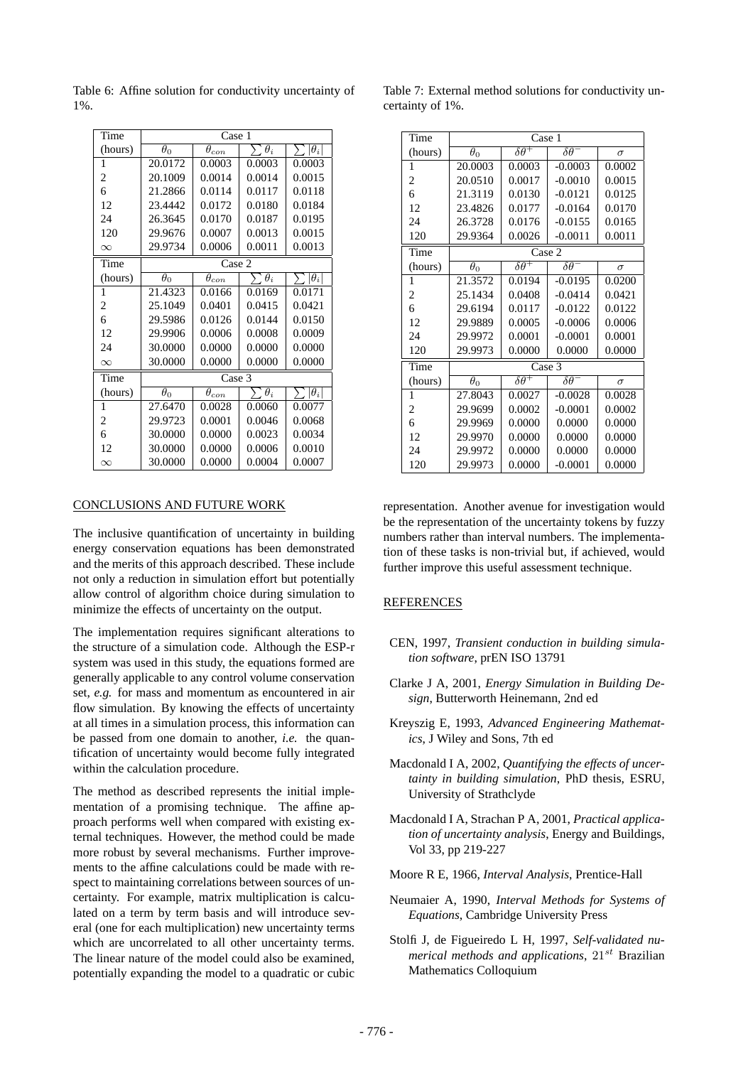Table 6: Affine solution for conductivity uncertainty of 1%.

| Time | Case 1 | | | |
|---|---|---|---|---|
| (hours) | $\theta_0$ | $\theta_{con}$ | $\sum \theta_i$ | $\sum \|\theta_i\|$ |
| 1 | 20.0172 | 0.0003 | 0.0003 | 0.0003 |
| 2 | 20.1009 | 0.0014 | 0.0014 | 0.0015 |
| 6 | 21.2866 | 0.0114 | 0.0117 | 0.0118 |
| 12 | 23.4442 | 0.0172 | 0.0180 | 0.0184 |
| 24 | 26.3645 | 0.0170 | 0.0187 | 0.0195 |
| 120 | 29.9676 | 0.0007 | 0.0013 | 0.0015 |
| $\infty$ | 29.9734 | 0.0006 | 0.0011 | 0.0013 |
| Time | Case 2 | | | |
| (hours) | $\theta_0$ | $\theta_{con}$ | $\sum \theta_i$ | $\sum \|\theta_i\|$ |
| 1 | 21.4323 | 0.0166 | 0.0169 | 0.0171 |
| 2 | 25.1049 | 0.0401 | 0.0415 | 0.0421 |
| 6 | 29.5986 | 0.0126 | 0.0144 | 0.0150 |
| 12 | 29.9906 | 0.0006 | 0.0008 | 0.0009 |
| 24 | 30.0000 | 0.0000 | 0.0000 | 0.0000 |
| $\infty$ | 30.0000 | 0.0000 | 0.0000 | 0.0000 |
| Time | Case 3 | | | |
| (hours) | $\theta_0$ | $\theta_{con}$ | $\sum \theta_i$ | $\sum \|\theta_i\|$ |
| 1 | 27.6470 | 0.0028 | 0.0060 | 0.0077 |
| 2 | 29.9723 | 0.0001 | 0.0046 | 0.0068 |
| 6 | 30.0000 | 0.0000 | 0.0023 | 0.0034 |
| 12 | 30.0000 | 0.0000 | 0.0006 | 0.0010 |
| $\infty$ | 30.0000 | 0.0000 | 0.0004 | 0.0007 |

Table 7: External method solutions for conductivity uncertainty of 1%.

| Time | Case 1 | | | |
|---|---|---|---|---|
| (hours) | $\theta_0$ | $\delta\theta^+$ | $\delta\theta^-$ | $\sigma$ |
| 1 | 20.0003 | 0.0003 | -0.0003 | 0.0002 |
| 2 | 20.0510 | 0.0017 | -0.0010 | 0.0015 |
| 6 | 21.3119 | 0.0130 | -0.0121 | 0.0125 |
| 12 | 23.4826 | 0.0177 | -0.0164 | 0.0170 |
| 24 | 26.3728 | 0.0176 | -0.0155 | 0.0165 |
| 120 | 29.9364 | 0.0026 | -0.0011 | 0.0011 |
| Time | Case 2 | | | |
| (hours) | $\theta_0$ | $\delta\theta^+$ | $\delta\theta^-$ | $\sigma$ |
| 1 | 21.3572 | 0.0194 | -0.0195 | 0.0200 |
| 2 | 25.1434 | 0.0408 | -0.0414 | 0.0421 |
| 6 | 29.6194 | 0.0117 | -0.0122 | 0.0122 |
| 12 | 29.9889 | 0.0005 | -0.0006 | 0.0006 |
| 24 | 29.9972 | 0.0001 | -0.0001 | 0.0001 |
| 120 | 29.9973 | 0.0000 | 0.0000 | 0.0000 |
| Time | Case 3 | | | |
| (hours) | $\theta_0$ | $\delta\theta^+$ | $\delta\theta^-$ | $\sigma$ |
| 1 | 27.8043 | 0.0027 | -0.0028 | 0.0028 |
| 2 | 29.9699 | 0.0002 | -0.0001 | 0.0002 |
| 6 | 29.9969 | 0.0000 | 0.0000 | 0.0000 |
| 12 | 29.9970 | 0.0000 | 0.0000 | 0.0000 |
| 24 | 29.9972 | 0.0000 | 0.0000 | 0.0000 |
| 120 | 29.9973 | 0.0000 | -0.0001 | 0.0000 |

## CONCLUSIONS AND FUTURE WORK

The inclusive quantification of uncertainty in building energy conservation equations has been demonstrated and the merits of this approach described. These include not only a reduction in simulation effort but potentially allow control of algorithm choice during simulation to minimize the effects of uncertainty on the output.

The implementation requires significant alterations to the structure of a simulation code. Although the ESP-r system was used in this study, the equations formed are generally applicable to any control volume conservation set, *e.g.* for mass and momentum as encountered in air flow simulation. By knowing the effects of uncertainty at all times in a simulation process, this information can be passed from one domain to another, *i.e.* the quantification of uncertainty would become fully integrated within the calculation procedure.

The method as described represents the initial implementation of a promising technique. The affine approach performs well when compared with existing external techniques. However, the method could be made more robust by several mechanisms. Further improvements to the affine calculations could be made with respect to maintaining correlations between sources of uncertainty. For example, matrix multiplication is calculated on a term by term basis and will introduce several (one for each multiplication) new uncertainty terms which are uncorrelated to all other uncertainty terms. The linear nature of the model could also be examined, potentially expanding the model to a quadratic or cubic representation. Another avenue for investigation would be the representation of the uncertainty tokens by fuzzy numbers rather than interval numbers. The implementation of these tasks is non-trivial but, if achieved, would further improve this useful assessment technique.

## REFERENCES

CEN, 1997, *Transient conduction in building simulation software*, prEN ISO 13791

Clarke J A, 2001, *Energy Simulation in Building Design*, Butterworth Heinemann, 2nd ed

Kreyszig E, 1993, *Advanced Engineering Mathematics*, J Wiley and Sons, 7th ed

Macdonald I A, 2002, *Quantifying the effects of uncertainty in building simulation*, PhD thesis, ESRU, University of Strathclyde

Macdonald I A, Strachan P A, 2001, *Practical application of uncertainty analysis*, Energy and Buildings, Vol 33, pp 219-227

Moore R E, 1966, *Interval Analysis*, Prentice-Hall

Neumaier A, 1990, *Interval Methods for Systems of Equations*, Cambridge University Press

Stolfi J, de Figueiredo L H, 1997, *Self-validated numerical methods and applications*, $21^{st}$ Brazilian Mathematics Colloquium